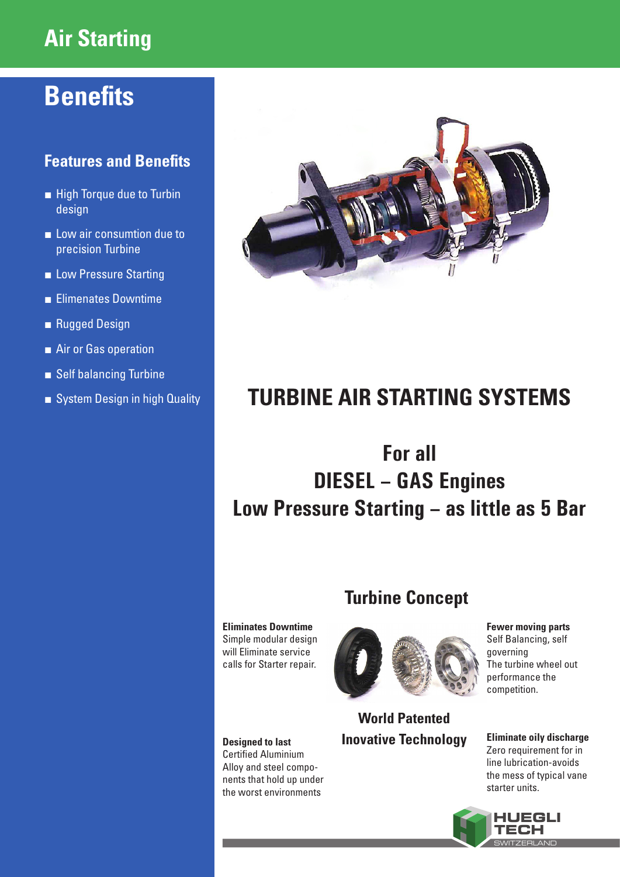# Air Starting

## Benefits

### Features and Benefits

- High Torque due to Turbin design
- Low air consumtion due to precision Turbine
- Low Pressure Starting
- Elimenates Downtime
- Rugged Design
- Air or Gas operation
- Self balancing Turbine
- System Design in high Quality

# TURBINE AIR STARTING SYSTEMS

## For all DIESEL – GAS Engines Low Pressure Starting – as little as 5 Bar

## Turbine Concept

**Eliminates Downtime**
Simple modular design will Eliminate service calls for Starter repair.

**Fewer moving parts**
Self Balancing, self governing
The turbine wheel out performance the competition.

**World Patented Inovative Technology**

**Designed to last**
Certified Aluminium Alloy and steel components that hold up under the worst environments

**Eliminate oily discharge**
Zero requirement for in line lubrication-avoids the mess of typical vane starter units.

HUEGLI TECH SWITZERLAND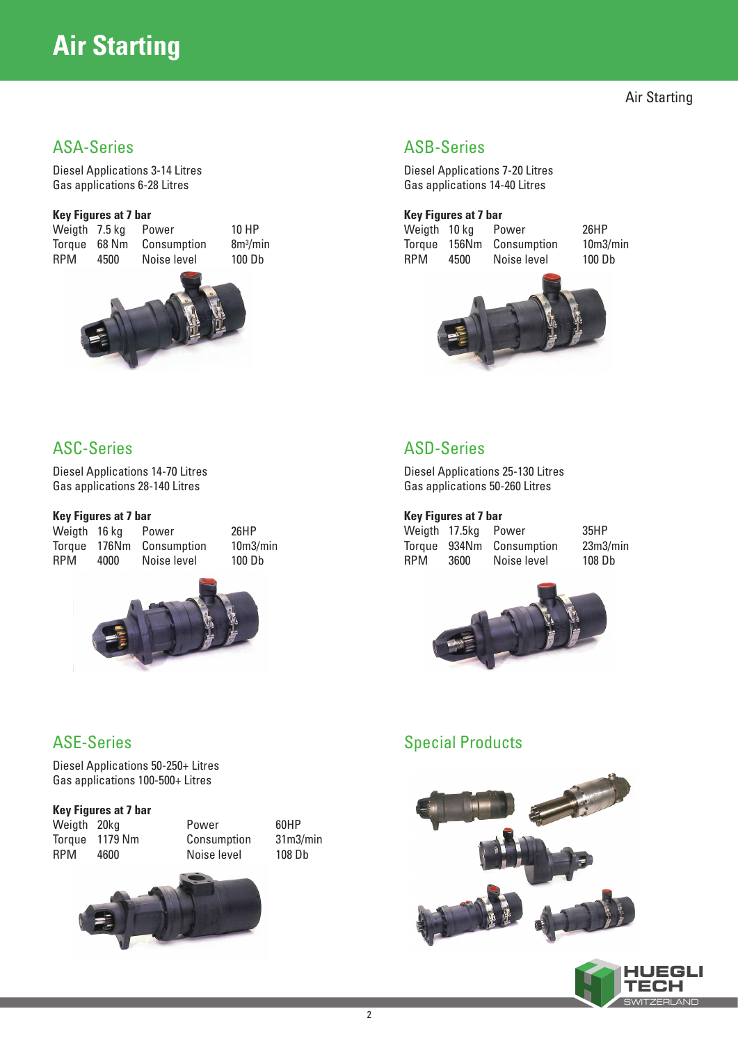# Air Starting

## ASA-Series

Diesel Applications 3-14 Litres
Gas applications 6-28 Litres

**Key Figures at 7 bar**

| | | | |
|---|---|---|---|
| Weigth | 7.5 kg | Power | 10 HP |
| Torque | 68 Nm | Consumption | 8m³/min |
| RPM | 4500 | Noise level | 100 Db |

## ASB-Series

Diesel Applications 7-20 Litres
Gas applications 14-40 Litres

**Key Figures at 7 bar**

| | | | |
|---|---|---|---|
| Weigth | 10 kg | Power | 26HP |
| Torque | 156Nm | Consumption | 10m3/min |
| RPM | 4500 | Noise level | 100 Db |

## ASC-Series

Diesel Applications 14-70 Litres
Gas applications 28-140 Litres

**Key Figures at 7 bar**

| | | | |
|---|---|---|---|
| Weigth | 16 kg | Power | 26HP |
| Torque | 176Nm | Consumption | 10m3/min |
| RPM | 4000 | Noise level | 100 Db |

## ASD-Series

Diesel Applications 25-130 Litres
Gas applications 50-260 Litres

**Key Figures at 7 bar**

| | | | |
|---|---|---|---|
| Weigth | 17.5kg | Power | 35HP |
| Torque | 934Nm | Consumption | 23m3/min |
| RPM | 3600 | Noise level | 108 Db |

## ASE-Series

Diesel Applications 50-250+ Litres
Gas applications 100-500+ Litres

**Key Figures at 7 bar**

| | | | |
|---|---|---|---|
| Weigth | 20kg | Power | 60HP |
| Torque | 1179 Nm | Consumption | 31m3/min |
| RPM | 4600 | Noise level | 108 Db |

## Special Products

HUEGLI TECH
SWITZERLAND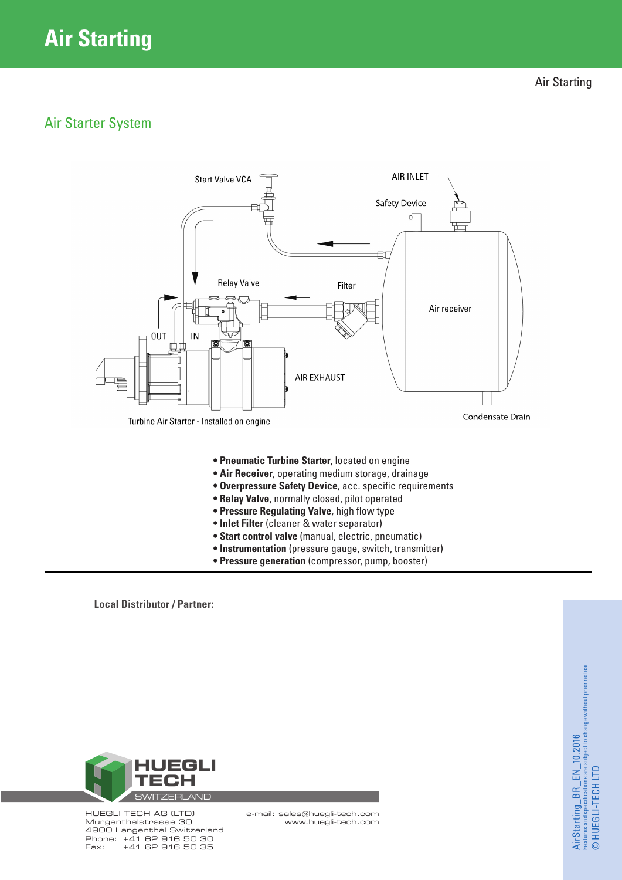# Air Starting

## Air Starter System

Start Valve VCA

AIR INLET

Safety Device

Relay Valve

Filter

Air receiver

OUT

IN

AIR EXHAUST

Turbine Air Starter - Installed on engine

Condensate Drain

- **Pneumatic Turbine Starter**, located on engine
- **Air Receiver**, operating medium storage, drainage
- **Overpressure Safety Device**, acc. specific requirements
- **Relay Valve**, normally closed, pilot operated
- **Pressure Regulating Valve**, high flow type
- **Inlet Filter** (cleaner & water separator)
- **Start control valve** (manual, electric, pneumatic)
- **Instrumentation** (pressure gauge, switch, transmitter)
- **Pressure generation** (compressor, pump, booster)

**Local Distributor / Partner:**

HUEGLI TECH
SWITZERLAND

HUEGLI TECH AG (LTD)
Murgenthalstrasse 30
4900 Langenthal Switzerland
Phone: +41 62 916 50 30
Fax: +41 62 916 50 35

e-mail: sales@huegli-tech.com
www.huegli-tech.com

AirStarting_BR_EN_10.2016
Features and specifications are subject to change without prior notice
© HUEGLI-TECH LTD